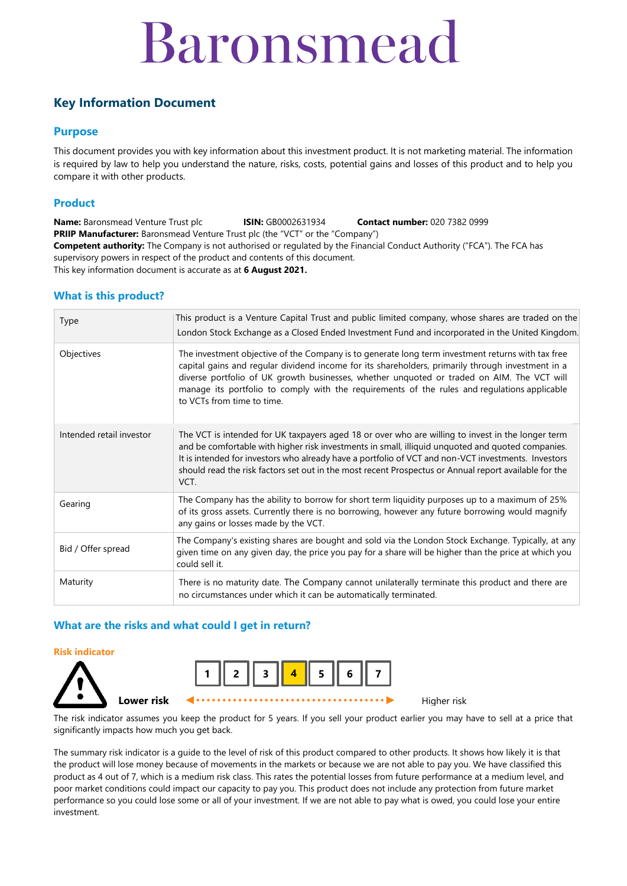# Baronsmead

## Key Information Document

### Purpose

This document provides you with key information about this investment product. It is not marketing material. The information is required by law to help you understand the nature, risks, costs, potential gains and losses of this product and to help you compare it with other products.

### Product

**Name:** Baronsmead Venture Trust plc **ISIN:** GB0002631934 **Contact number:** 020 7382 0999
**PRIIP Manufacturer:** Baronsmead Venture Trust plc (the "VCT" or the "Company")
**Competent authority:** The Company is not authorised or regulated by the Financial Conduct Authority ("FCA"). The FCA has supervisory powers in respect of the product and contents of this document.
This key information document is accurate as at **6 August 2021.**

### What is this product?

| | |
|---|---|
| Type | This product is a Venture Capital Trust and public limited company, whose shares are traded on the London Stock Exchange as a Closed Ended Investment Fund and incorporated in the United Kingdom. |
| Objectives | The investment objective of the Company is to generate long term investment returns with tax free capital gains and regular dividend income for its shareholders, primarily through investment in a diverse portfolio of UK growth businesses, whether unquoted or traded on AIM. The VCT will manage its portfolio to comply with the requirements of the rules and regulations applicable to VCTs from time to time. |
| Intended retail investor | The VCT is intended for UK taxpayers aged 18 or over who are willing to invest in the longer term and be comfortable with higher risk investments in small, illiquid unquoted and quoted companies. It is intended for investors who already have a portfolio of VCT and non-VCT investments. Investors should read the risk factors set out in the most recent Prospectus or Annual report available for the VCT. |
| Gearing | The Company has the ability to borrow for short term liquidity purposes up to a maximum of 25% of its gross assets. Currently there is no borrowing, however any future borrowing would magnify any gains or losses made by the VCT. |
| Bid / Offer spread | The Company's existing shares are bought and sold via the London Stock Exchange. Typically, at any given time on any given day, the price you pay for a share will be higher than the price at which you could sell it. |
| Maturity | There is no maturity date. The Company cannot unilaterally terminate this product and there are no circumstances under which it can be automatically terminated. |

### What are the risks and what could I get in return?

**Risk indicator**

| 1 | 2 | 3 | **4** | 5 | 6 | 7 |
|---|---|---|---|---|---|---|

**Lower risk** ◄ ········ ► Higher risk

The risk indicator assumes you keep the product for 5 years. If you sell your product earlier you may have to sell at a price that significantly impacts how much you get back.

The summary risk indicator is a guide to the level of risk of this product compared to other products. It shows how likely it is that the product will lose money because of movements in the markets or because we are not able to pay you. We have classified this product as 4 out of 7, which is a medium risk class. This rates the potential losses from future performance at a medium level, and poor market conditions could impact our capacity to pay you. This product does not include any protection from future market performance so you could lose some or all of your investment. If we are not able to pay what is owed, you could lose your entire investment.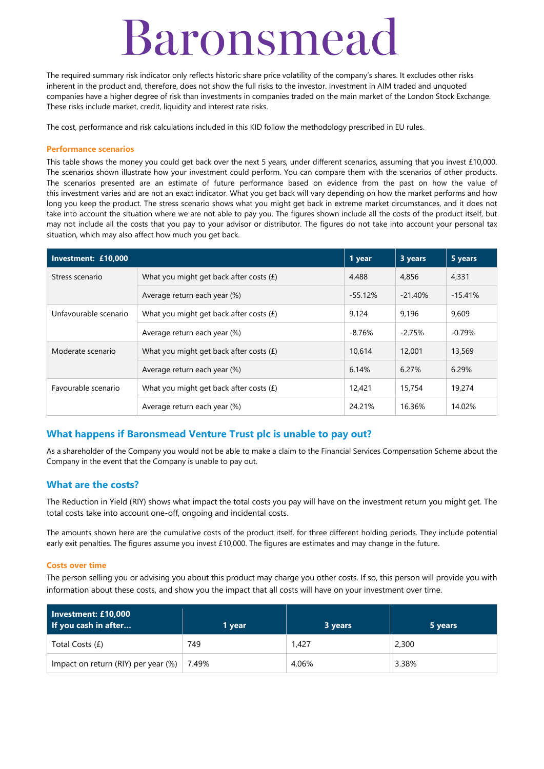# Baronsmead

The required summary risk indicator only reflects historic share price volatility of the company's shares. It excludes other risks inherent in the product and, therefore, does not show the full risks to the investor. Investment in AIM traded and unquoted companies have a higher degree of risk than investments in companies traded on the main market of the London Stock Exchange. These risks include market, credit, liquidity and interest rate risks.

The cost, performance and risk calculations included in this KID follow the methodology prescribed in EU rules.

### Performance scenarios

This table shows the money you could get back over the next 5 years, under different scenarios, assuming that you invest £10,000. The scenarios shown illustrate how your investment could perform. You can compare them with the scenarios of other products. The scenarios presented are an estimate of future performance based on evidence from the past on how the value of this investment varies and are not an exact indicator. What you get back will vary depending on how the market performs and how long you keep the product. The stress scenario shows what you might get back in extreme market circumstances, and it does not take into account the situation where we are not able to pay you. The figures shown include all the costs of the product itself, but may not include all the costs that you pay to your advisor or distributor. The figures do not take into account your personal tax situation, which may also affect how much you get back.

| Investment: £10,000 | | 1 year | 3 years | 5 years |
|---|---|---|---|---|
| Stress scenario | What you might get back after costs (£) | 4,488 | 4,856 | 4,331 |
| | Average return each year (%) | -55.12% | -21.40% | -15.41% |
| Unfavourable scenario | What you might get back after costs (£) | 9,124 | 9,196 | 9,609 |
| | Average return each year (%) | -8.76% | -2.75% | -0.79% |
| Moderate scenario | What you might get back after costs (£) | 10,614 | 12,001 | 13,569 |
| | Average return each year (%) | 6.14% | 6.27% | 6.29% |
| Favourable scenario | What you might get back after costs (£) | 12,421 | 15,754 | 19,274 |
| | Average return each year (%) | 24.21% | 16.36% | 14.02% |

## What happens if Baronsmead Venture Trust plc is unable to pay out?

As a shareholder of the Company you would not be able to make a claim to the Financial Services Compensation Scheme about the Company in the event that the Company is unable to pay out.

## What are the costs?

The Reduction in Yield (RIY) shows what impact the total costs you pay will have on the investment return you might get. The total costs take into account one-off, ongoing and incidental costs.

The amounts shown here are the cumulative costs of the product itself, for three different holding periods. They include potential early exit penalties. The figures assume you invest £10,000. The figures are estimates and may change in the future.

### Costs over time

The person selling you or advising you about this product may charge you other costs. If so, this person will provide you with information about these costs, and show you the impact that all costs will have on your investment over time.

| Investment: £10,000 If you cash in after... | 1 year | 3 years | 5 years |
|---|---|---|---|
| Total Costs (£) | 749 | 1,427 | 2,300 |
| Impact on return (RIY) per year (%) | 7.49% | 4.06% | 3.38% |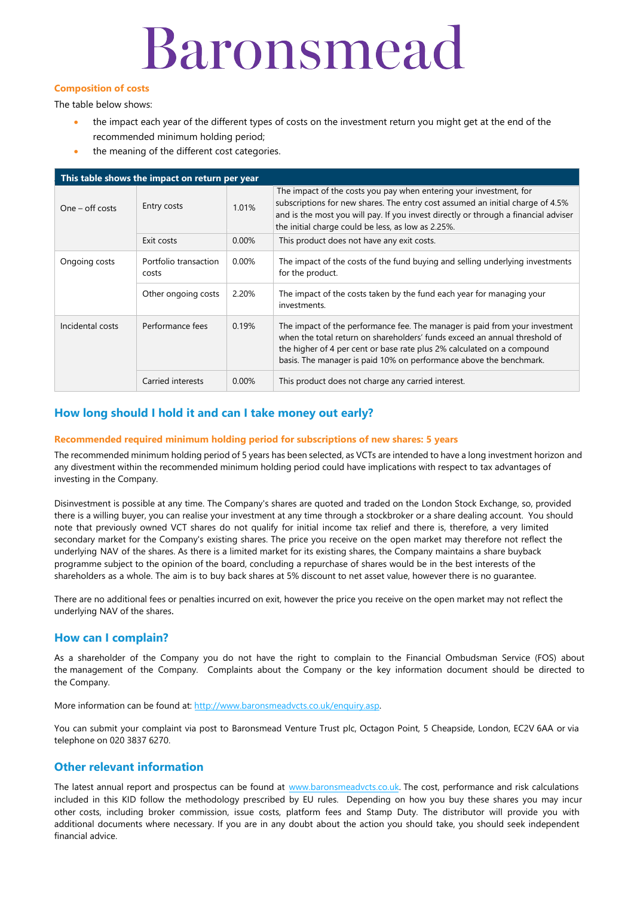# Baronsmead

**Composition of costs**

The table below shows:

- the impact each year of the different types of costs on the investment return you might get at the end of the recommended minimum holding period;
- the meaning of the different cost categories.

| This table shows the impact on return per year | | | |
|---|---|---|---|
| One – off costs | Entry costs | 1.01% | The impact of the costs you pay when entering your investment, for subscriptions for new shares. The entry cost assumed an initial charge of 4.5% and is the most you will pay. If you invest directly or through a financial adviser the initial charge could be less, as low as 2.25%. |
| | Exit costs | 0.00% | This product does not have any exit costs. |
| Ongoing costs | Portfolio transaction costs | 0.00% | The impact of the costs of the fund buying and selling underlying investments for the product. |
| | Other ongoing costs | 2.20% | The impact of the costs taken by the fund each year for managing your investments. |
| Incidental costs | Performance fees | 0.19% | The impact of the performance fee. The manager is paid from your investment when the total return on shareholders' funds exceed an annual threshold of the higher of 4 per cent or base rate plus 2% calculated on a compound basis. The manager is paid 10% on performance above the benchmark. |
| | Carried interests | 0.00% | This product does not charge any carried interest. |

## How long should I hold it and can I take money out early?

**Recommended required minimum holding period for subscriptions of new shares: 5 years**

The recommended minimum holding period of 5 years has been selected, as VCTs are intended to have a long investment horizon and any divestment within the recommended minimum holding period could have implications with respect to tax advantages of investing in the Company.

Disinvestment is possible at any time. The Company's shares are quoted and traded on the London Stock Exchange, so, provided there is a willing buyer, you can realise your investment at any time through a stockbroker or a share dealing account. You should note that previously owned VCT shares do not qualify for initial income tax relief and there is, therefore, a very limited secondary market for the Company's existing shares. The price you receive on the open market may therefore not reflect the underlying NAV of the shares. As there is a limited market for its existing shares, the Company maintains a share buyback programme subject to the opinion of the board, concluding a repurchase of shares would be in the best interests of the shareholders as a whole. The aim is to buy back shares at 5% discount to net asset value, however there is no guarantee.

There are no additional fees or penalties incurred on exit, however the price you receive on the open market may not reflect the underlying NAV of the shares.

## How can I complain?

As a shareholder of the Company you do not have the right to complain to the Financial Ombudsman Service (FOS) about the management of the Company. Complaints about the Company or the key information document should be directed to the Company.

More information can be found at: http://www.baronsmeadvcts.co.uk/enquiry.asp.

You can submit your complaint via post to Baronsmead Venture Trust plc, Octagon Point, 5 Cheapside, London, EC2V 6AA or via telephone on 020 3837 6270.

## Other relevant information

The latest annual report and prospectus can be found at www.baronsmeadvcts.co.uk. The cost, performance and risk calculations included in this KID follow the methodology prescribed by EU rules. Depending on how you buy these shares you may incur other costs, including broker commission, issue costs, platform fees and Stamp Duty. The distributor will provide you with additional documents where necessary. If you are in any doubt about the action you should take, you should seek independent financial advice.